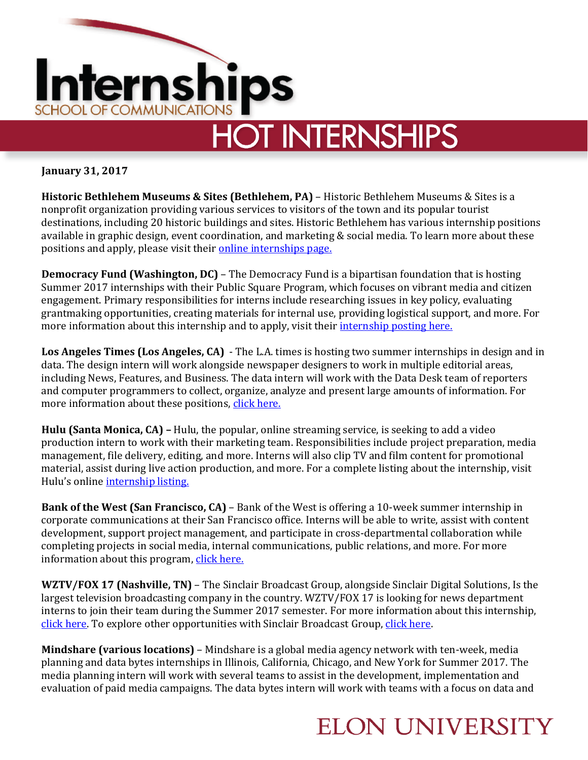# Internships

SCHOOL OF COMMUNICATIONS

## HOT INTERNSHIPS

**January 31, 2017**

**Historic Bethlehem Museums & Sites (Bethlehem, PA)** – Historic Bethlehem Museums & Sites is a nonprofit organization providing various services to visitors of the town and its popular tourist destinations, including 20 historic buildings and sites. Historic Bethlehem has various internship positions available in graphic design, event coordination, and marketing & social media. To learn more about these positions and apply, please visit their online internships page.

**Democracy Fund (Washington, DC)** – The Democracy Fund is a bipartisan foundation that is hosting Summer 2017 internships with their Public Square Program, which focuses on vibrant media and citizen engagement. Primary responsibilities for interns include researching issues in key policy, evaluating grantmaking opportunities, creating materials for internal use, providing logistical support, and more. For more information about this internship and to apply, visit their internship posting here.

**Los Angeles Times (Los Angeles, CA)** - The L.A. times is hosting two summer internships in design and in data. The design intern will work alongside newspaper designers to work in multiple editorial areas, including News, Features, and Business. The data intern will work with the Data Desk team of reporters and computer programmers to collect, organize, analyze and present large amounts of information. For more information about these positions, click here.

**Hulu (Santa Monica, CA) –** Hulu, the popular, online streaming service, is seeking to add a video production intern to work with their marketing team. Responsibilities include project preparation, media management, file delivery, editing, and more. Interns will also clip TV and film content for promotional material, assist during live action production, and more. For a complete listing about the internship, visit Hulu's online internship listing.

**Bank of the West (San Francisco, CA)** – Bank of the West is offering a 10-week summer internship in corporate communications at their San Francisco office. Interns will be able to write, assist with content development, support project management, and participate in cross-departmental collaboration while completing projects in social media, internal communications, public relations, and more. For more information about this program, click here.

**WZTV/FOX 17 (Nashville, TN)** – The Sinclair Broadcast Group, alongside Sinclair Digital Solutions, Is the largest television broadcasting company in the country. WZTV/FOX 17 is looking for news department interns to join their team during the Summer 2017 semester. For more information about this internship, click here. To explore other opportunities with Sinclair Broadcast Group, click here.

**Mindshare (various locations)** – Mindshare is a global media agency network with ten-week, media planning and data bytes internships in Illinois, California, Chicago, and New York for Summer 2017. The media planning intern will work with several teams to assist in the development, implementation and evaluation of paid media campaigns. The data bytes intern will work with teams with a focus on data and

ELON UNIVERSITY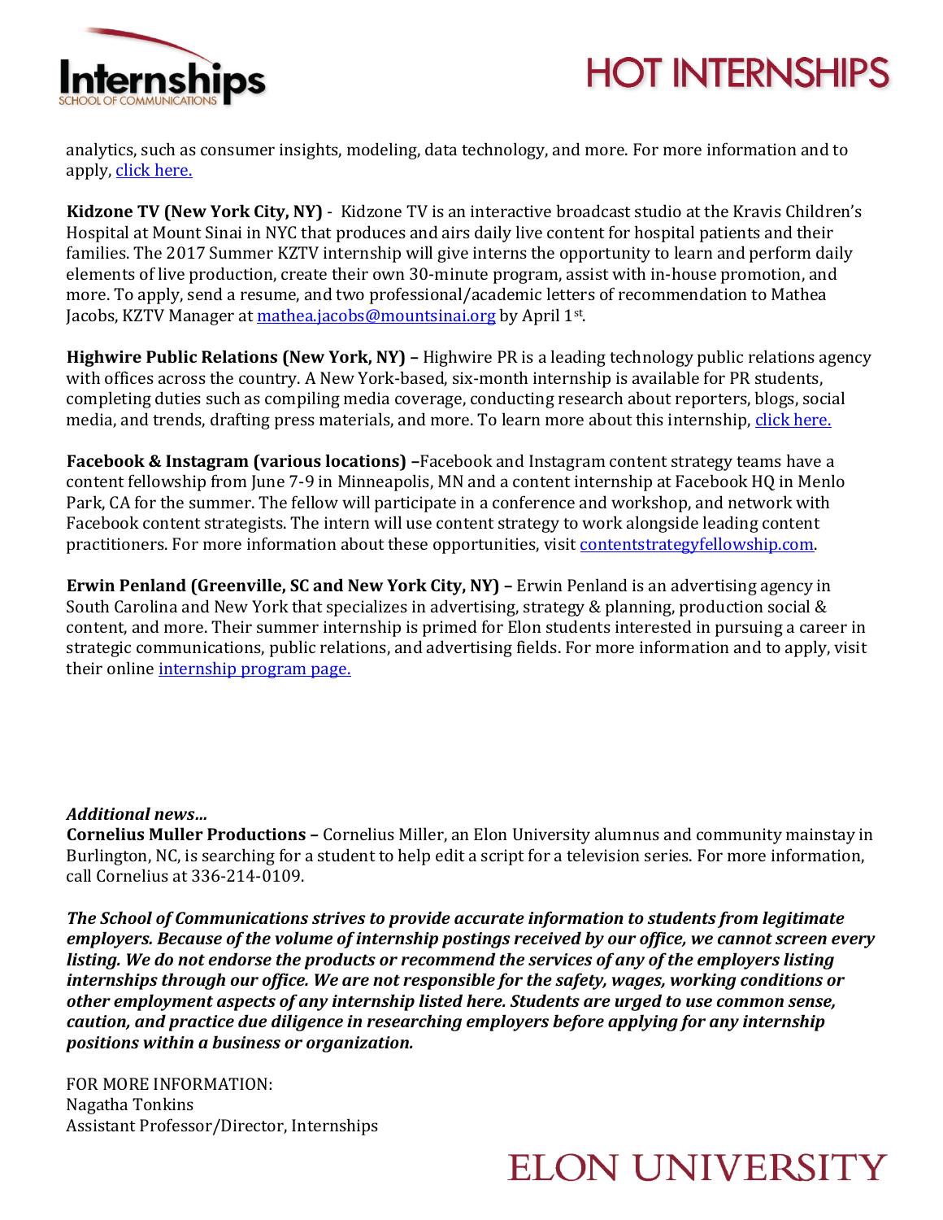analytics, such as consumer insights, modeling, data technology, and more. For more information and to apply, [click here.](#)

**Kidzone TV (New York City, NY)** - Kidzone TV is an interactive broadcast studio at the Kravis Children's Hospital at Mount Sinai in NYC that produces and airs daily live content for hospital patients and their families. The 2017 Summer KZTV internship will give interns the opportunity to learn and perform daily elements of live production, create their own 30-minute program, assist with in-house promotion, and more. To apply, send a resume, and two professional/academic letters of recommendation to Mathea Jacobs, KZTV Manager at mathea.jacobs@mountsinai.org by April 1st.

**Highwire Public Relations (New York, NY) –** Highwire PR is a leading technology public relations agency with offices across the country. A New York-based, six-month internship is available for PR students, completing duties such as compiling media coverage, conducting research about reporters, blogs, social media, and trends, drafting press materials, and more. To learn more about this internship, [click here.](#)

**Facebook & Instagram (various locations) –** Facebook and Instagram content strategy teams have a content fellowship from June 7-9 in Minneapolis, MN and a content internship at Facebook HQ in Menlo Park, CA for the summer. The fellow will participate in a conference and workshop, and network with Facebook content strategists. The intern will use content strategy to work alongside leading content practitioners. For more information about these opportunities, visit contentstrategyfellowship.com.

**Erwin Penland (Greenville, SC and New York City, NY) –** Erwin Penland is an advertising agency in South Carolina and New York that specializes in advertising, strategy & planning, production social & content, and more. Their summer internship is primed for Elon students interested in pursuing a career in strategic communications, public relations, and advertising fields. For more information and to apply, visit their online [internship program page.](#)

***Additional news...***

**Cornelius Muller Productions –** Cornelius Miller, an Elon University alumnus and community mainstay in Burlington, NC, is searching for a student to help edit a script for a television series. For more information, call Cornelius at 336-214-0109.

***The School of Communications strives to provide accurate information to students from legitimate employers. Because of the volume of internship postings received by our office, we cannot screen every listing. We do not endorse the products or recommend the services of any of the employers listing internships through our office. We are not responsible for the safety, wages, working conditions or other employment aspects of any internship listed here. Students are urged to use common sense, caution, and practice due diligence in researching employers before applying for any internship positions within a business or organization.***

FOR MORE INFORMATION:
Nagatha Tonkins
Assistant Professor/Director, Internships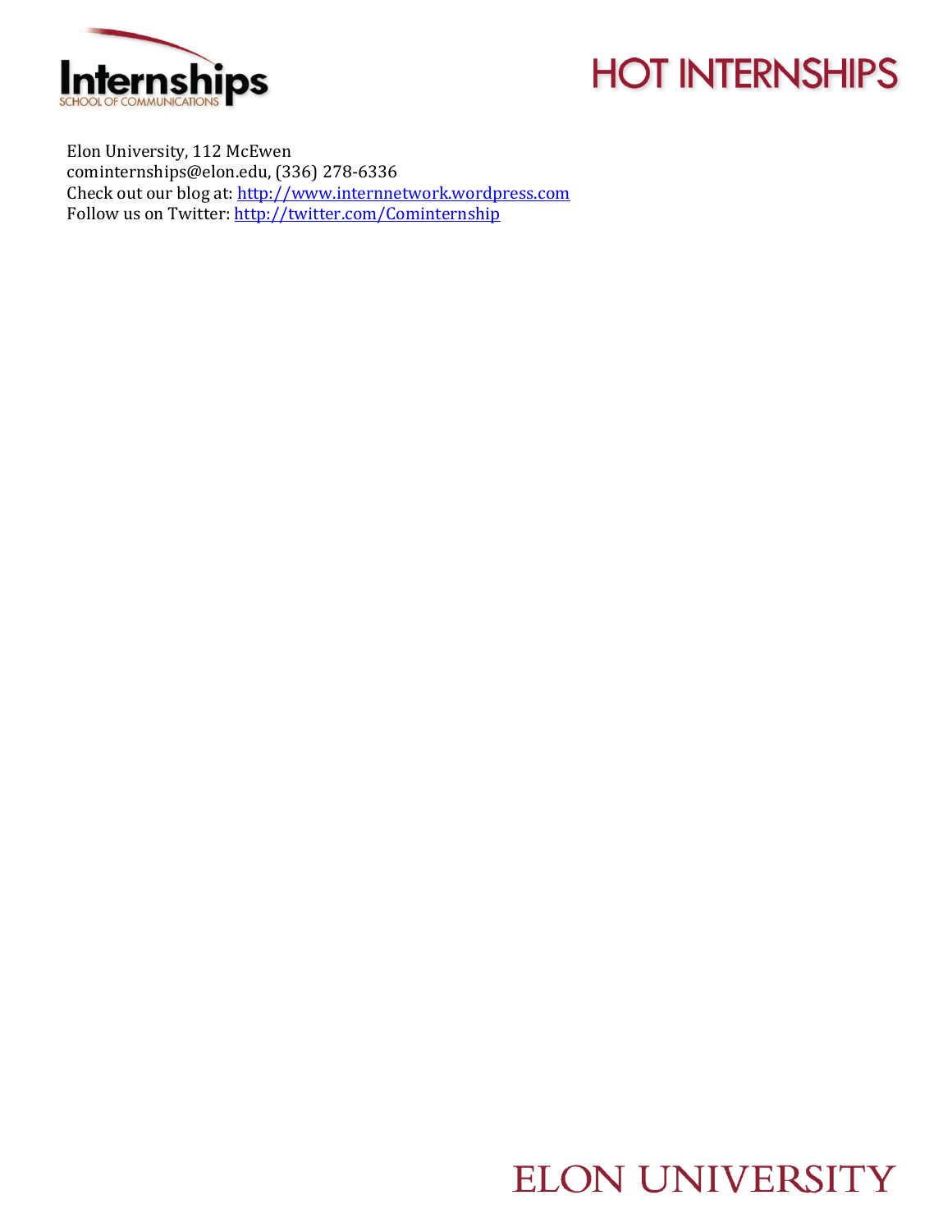Internships
SCHOOL OF COMMUNICATIONS

# HOT INTERNSHIPS

Elon University, 112 McEwen
cominternships@elon.edu, (336) 278-6336
Check out our blog at: http://www.internnetwork.wordpress.com
Follow us on Twitter: http://twitter.com/Cominternship

ELON UNIVERSITY